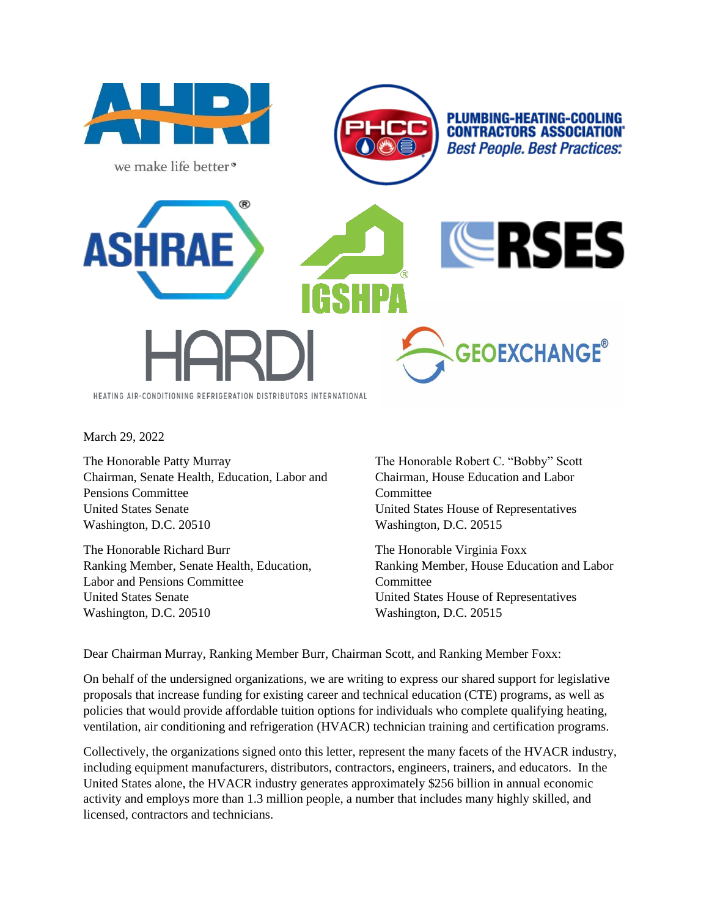AHRI

we make life better®

PLUMBING-HEATING-COOLING CONTRACTORS ASSOCIATION®
*Best People. Best Practices.*

ASHRAE®

IGSHPA®

RSES

HARDI
HEATING AIR-CONDITIONING REFRIGERATION DISTRIBUTORS INTERNATIONAL

GEOEXCHANGE®

March 29, 2022

The Honorable Patty Murray
Chairman, Senate Health, Education, Labor and Pensions Committee
United States Senate
Washington, D.C. 20510

The Honorable Richard Burr
Ranking Member, Senate Health, Education, Labor and Pensions Committee
United States Senate
Washington, D.C. 20510

The Honorable Robert C. "Bobby" Scott
Chairman, House Education and Labor Committee
United States House of Representatives
Washington, D.C. 20515

The Honorable Virginia Foxx
Ranking Member, House Education and Labor Committee
United States House of Representatives
Washington, D.C. 20515

Dear Chairman Murray, Ranking Member Burr, Chairman Scott, and Ranking Member Foxx:

On behalf of the undersigned organizations, we are writing to express our shared support for legislative proposals that increase funding for existing career and technical education (CTE) programs, as well as policies that would provide affordable tuition options for individuals who complete qualifying heating, ventilation, air conditioning and refrigeration (HVACR) technician training and certification programs.

Collectively, the organizations signed onto this letter, represent the many facets of the HVACR industry, including equipment manufacturers, distributors, contractors, engineers, trainers, and educators. In the United States alone, the HVACR industry generates approximately $256 billion in annual economic activity and employs more than 1.3 million people, a number that includes many highly skilled, and licensed, contractors and technicians.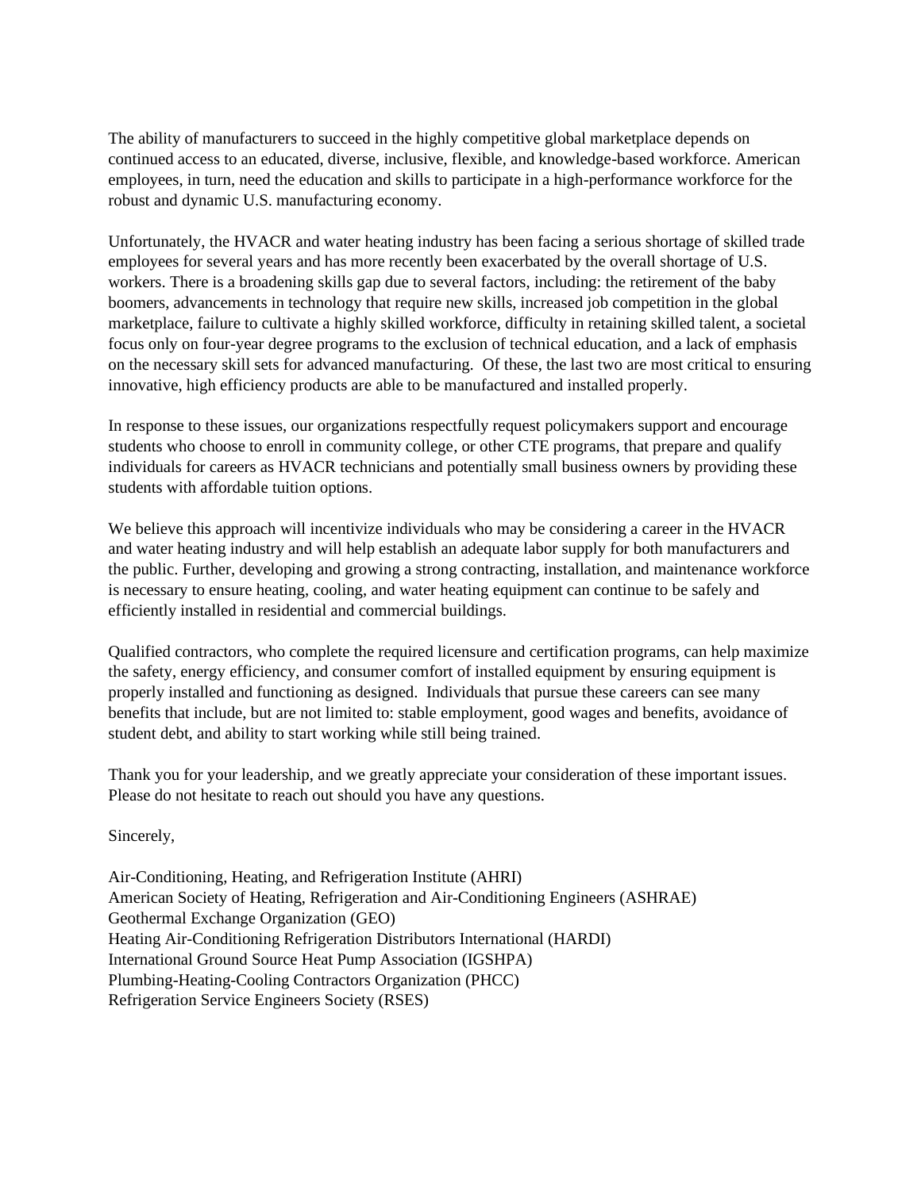The ability of manufacturers to succeed in the highly competitive global marketplace depends on continued access to an educated, diverse, inclusive, flexible, and knowledge-based workforce. American employees, in turn, need the education and skills to participate in a high-performance workforce for the robust and dynamic U.S. manufacturing economy.

Unfortunately, the HVACR and water heating industry has been facing a serious shortage of skilled trade employees for several years and has more recently been exacerbated by the overall shortage of U.S. workers. There is a broadening skills gap due to several factors, including: the retirement of the baby boomers, advancements in technology that require new skills, increased job competition in the global marketplace, failure to cultivate a highly skilled workforce, difficulty in retaining skilled talent, a societal focus only on four-year degree programs to the exclusion of technical education, and a lack of emphasis on the necessary skill sets for advanced manufacturing. Of these, the last two are most critical to ensuring innovative, high efficiency products are able to be manufactured and installed properly.

In response to these issues, our organizations respectfully request policymakers support and encourage students who choose to enroll in community college, or other CTE programs, that prepare and qualify individuals for careers as HVACR technicians and potentially small business owners by providing these students with affordable tuition options.

We believe this approach will incentivize individuals who may be considering a career in the HVACR and water heating industry and will help establish an adequate labor supply for both manufacturers and the public. Further, developing and growing a strong contracting, installation, and maintenance workforce is necessary to ensure heating, cooling, and water heating equipment can continue to be safely and efficiently installed in residential and commercial buildings.

Qualified contractors, who complete the required licensure and certification programs, can help maximize the safety, energy efficiency, and consumer comfort of installed equipment by ensuring equipment is properly installed and functioning as designed. Individuals that pursue these careers can see many benefits that include, but are not limited to: stable employment, good wages and benefits, avoidance of student debt, and ability to start working while still being trained.

Thank you for your leadership, and we greatly appreciate your consideration of these important issues. Please do not hesitate to reach out should you have any questions.

Sincerely,

Air-Conditioning, Heating, and Refrigeration Institute (AHRI)
American Society of Heating, Refrigeration and Air-Conditioning Engineers (ASHRAE)
Geothermal Exchange Organization (GEO)
Heating Air-Conditioning Refrigeration Distributors International (HARDI)
International Ground Source Heat Pump Association (IGSHPA)
Plumbing-Heating-Cooling Contractors Organization (PHCC)
Refrigeration Service Engineers Society (RSES)